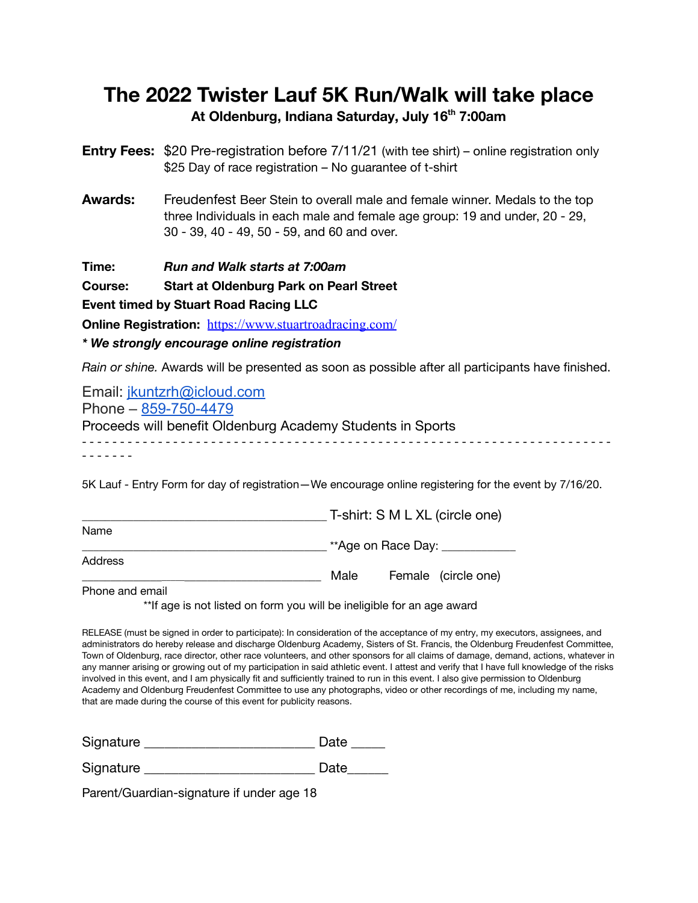# The 2022 Twister Lauf 5K Run/Walk will take place

### At Oldenburg, Indiana Saturday, July 16th 7:00am

**Entry Fees:** $20 Pre-registration before 7/11/21 (with tee shirt) – online registration only
$25 Day of race registration – No guarantee of t-shirt

**Awards:** Freudenfest Beer Stein to overall male and female winner. Medals to the top three Individuals in each male and female age group: 19 and under, 20 - 29, 30 - 39, 40 - 49, 50 - 59, and 60 and over.

**Time:** ***Run and Walk starts at 7:00am***

**Course: Start at Oldenburg Park on Pearl Street**

**Event timed by Stuart Road Racing LLC**

**Online Registration:** https://www.stuartroadracing.com/

***\* We strongly encourage online registration***

*Rain or shine.* Awards will be presented as soon as possible after all participants have finished.

Email: jkuntzrh@icloud.com
Phone – 859-750-4479
Proceeds will benefit Oldenburg Academy Students in Sports

- - - - - - - - - - - - - - - - - - - - - - - - - - - - - - - - - - - - - - - - - - - - - - - - - - - - - - - - - - - - - - - - - - - - - - - - - - - - - -

5K Lauf - Entry Form for day of registration—We encourage online registering for the event by 7/16/20.

_____________________________________ T-shirt: S M L XL (circle one)

Name

_____________________________________ **Age on Race Day: ___________

Address

_____________________________________ Male Female (circle one)

Phone and email

**If age is not listed on form you will be ineligible for an age award

RELEASE (must be signed in order to participate): In consideration of the acceptance of my entry, my executors, assignees, and administrators do hereby release and discharge Oldenburg Academy, Sisters of St. Francis, the Oldenburg Freudenfest Committee, Town of Oldenburg, race director, other race volunteers, and other sponsors for all claims of damage, demand, actions, whatever in any manner arising or growing out of my participation in said athletic event. I attest and verify that I have full knowledge of the risks involved in this event, and I am physically fit and sufficiently trained to run in this event. I also give permission to Oldenburg Academy and Oldenburg Freudenfest Committee to use any photographs, video or other recordings of me, including my name, that are made during the course of this event for publicity reasons.

Signature ________________________ Date _____

Signature ________________________ Date______

Parent/Guardian-signature if under age 18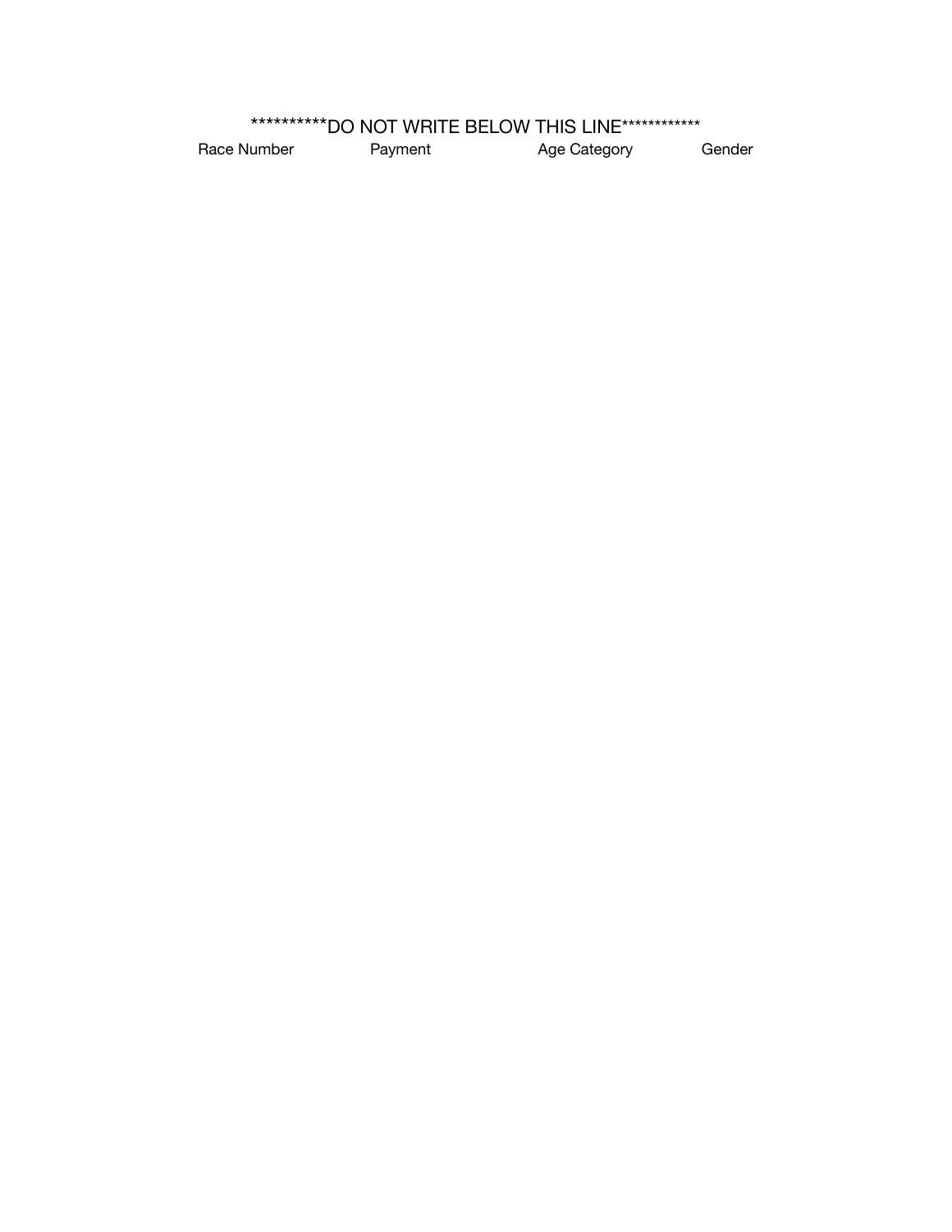**********DO NOT WRITE BELOW THIS LINE************

| Race Number | Payment | Age Category | Gender |
|---|---|---|---|